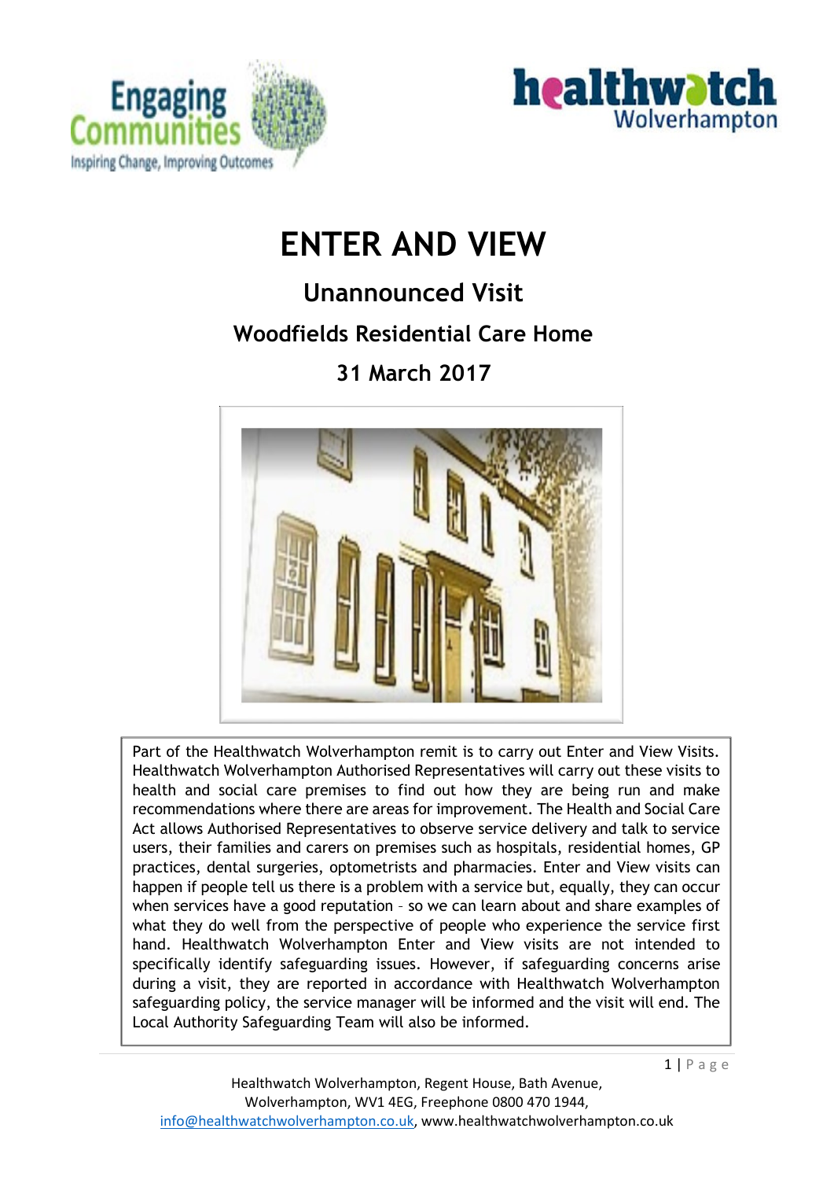# ENTER AND VIEW

## Unannounced Visit

## Woodfields Residential Care Home

## 31 March 2017

Part of the Healthwatch Wolverhampton remit is to carry out Enter and View Visits. Healthwatch Wolverhampton Authorised Representatives will carry out these visits to health and social care premises to find out how they are being run and make recommendations where there are areas for improvement. The Health and Social Care Act allows Authorised Representatives to observe service delivery and talk to service users, their families and carers on premises such as hospitals, residential homes, GP practices, dental surgeries, optometrists and pharmacies. Enter and View visits can happen if people tell us there is a problem with a service but, equally, they can occur when services have a good reputation – so we can learn about and share examples of what they do well from the perspective of people who experience the service first hand. Healthwatch Wolverhampton Enter and View visits are not intended to specifically identify safeguarding issues. However, if safeguarding concerns arise during a visit, they are reported in accordance with Healthwatch Wolverhampton safeguarding policy, the service manager will be informed and the visit will end. The Local Authority Safeguarding Team will also be informed.

Healthwatch Wolverhampton, Regent House, Bath Avenue, Wolverhampton, WV1 4EG, Freephone 0800 470 1944, info@healthwatchwolverhampton.co.uk, www.healthwatchwolverhampton.co.uk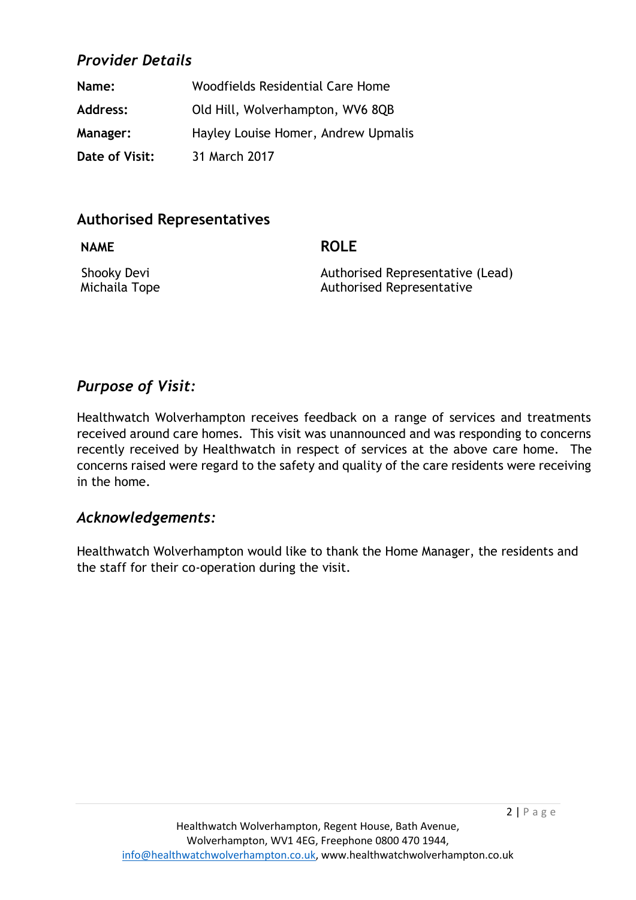## *Provider Details*

| | |
|---|---|
| **Name:** | Woodfields Residential Care Home |
| **Address:** | Old Hill, Wolverhampton, WV6 8QB |
| **Manager:** | Hayley Louise Homer, Andrew Upmalis |
| **Date of Visit:** | 31 March 2017 |

## Authorised Representatives

| NAME | ROLE |
|---|---|
| Shooky Devi | Authorised Representative (Lead) |
| Michaila Tope | Authorised Representative |

## *Purpose of Visit:*

Healthwatch Wolverhampton receives feedback on a range of services and treatments received around care homes. This visit was unannounced and was responding to concerns recently received by Healthwatch in respect of services at the above care home. The concerns raised were regard to the safety and quality of the care residents were receiving in the home.

## *Acknowledgements:*

Healthwatch Wolverhampton would like to thank the Home Manager, the residents and the staff for their co-operation during the visit.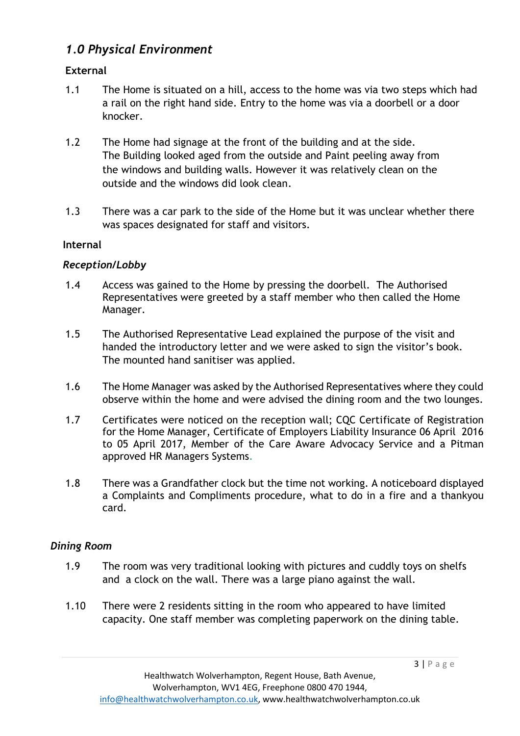## *1.0 Physical Environment*

### External

1.1 The Home is situated on a hill, access to the home was via two steps which had a rail on the right hand side. Entry to the home was via a doorbell or a door knocker.

1.2 The Home had signage at the front of the building and at the side. The Building looked aged from the outside and Paint peeling away from the windows and building walls. However it was relatively clean on the outside and the windows did look clean.

1.3 There was a car park to the side of the Home but it was unclear whether there was spaces designated for staff and visitors.

### Internal

#### *Reception/Lobby*

1.4 Access was gained to the Home by pressing the doorbell. The Authorised Representatives were greeted by a staff member who then called the Home Manager.

1.5 The Authorised Representative Lead explained the purpose of the visit and handed the introductory letter and we were asked to sign the visitor's book. The mounted hand sanitiser was applied.

1.6 The Home Manager was asked by the Authorised Representatives where they could observe within the home and were advised the dining room and the two lounges.

1.7 Certificates were noticed on the reception wall; CQC Certificate of Registration for the Home Manager, Certificate of Employers Liability Insurance 06 April 2016 to 05 April 2017, Member of the Care Aware Advocacy Service and a Pitman approved HR Managers Systems.

1.8 There was a Grandfather clock but the time not working. A noticeboard displayed a Complaints and Compliments procedure, what to do in a fire and a thankyou card.

#### *Dining Room*

1.9 The room was very traditional looking with pictures and cuddly toys on shelfs and a clock on the wall. There was a large piano against the wall.

1.10 There were 2 residents sitting in the room who appeared to have limited capacity. One staff member was completing paperwork on the dining table.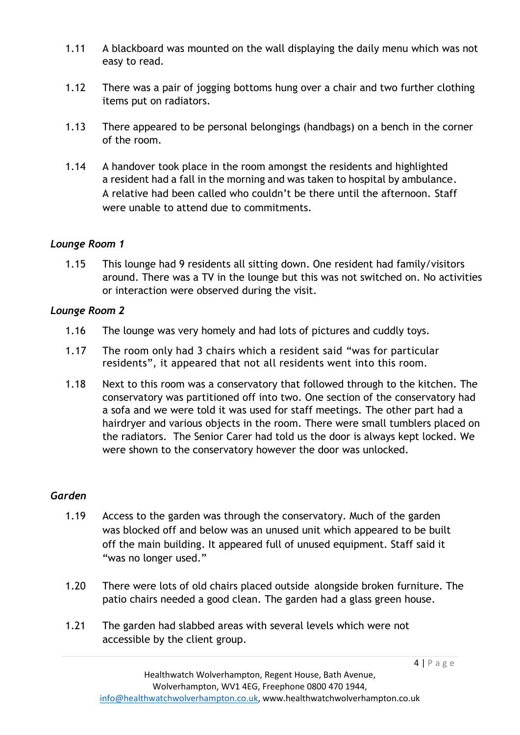1.11 A blackboard was mounted on the wall displaying the daily menu which was not easy to read.

1.12 There was a pair of jogging bottoms hung over a chair and two further clothing items put on radiators.

1.13 There appeared to be personal belongings (handbags) on a bench in the corner of the room.

1.14 A handover took place in the room amongst the residents and highlighted a resident had a fall in the morning and was taken to hospital by ambulance. A relative had been called who couldn't be there until the afternoon. Staff were unable to attend due to commitments.

*Lounge Room 1*

1.15 This lounge had 9 residents all sitting down. One resident had family/visitors around. There was a TV in the lounge but this was not switched on. No activities or interaction were observed during the visit.

*Lounge Room 2*

1.16 The lounge was very homely and had lots of pictures and cuddly toys.

1.17 The room only had 3 chairs which a resident said "was for particular residents", it appeared that not all residents went into this room.

1.18 Next to this room was a conservatory that followed through to the kitchen. The conservatory was partitioned off into two. One section of the conservatory had a sofa and we were told it was used for staff meetings. The other part had a hairdryer and various objects in the room. There were small tumblers placed on the radiators. The Senior Carer had told us the door is always kept locked. We were shown to the conservatory however the door was unlocked.

*Garden*

1.19 Access to the garden was through the conservatory. Much of the garden was blocked off and below was an unused unit which appeared to be built off the main building. It appeared full of unused equipment. Staff said it "was no longer used."

1.20 There were lots of old chairs placed outside alongside broken furniture. The patio chairs needed a good clean. The garden had a glass green house.

1.21 The garden had slabbed areas with several levels which were not accessible by the client group.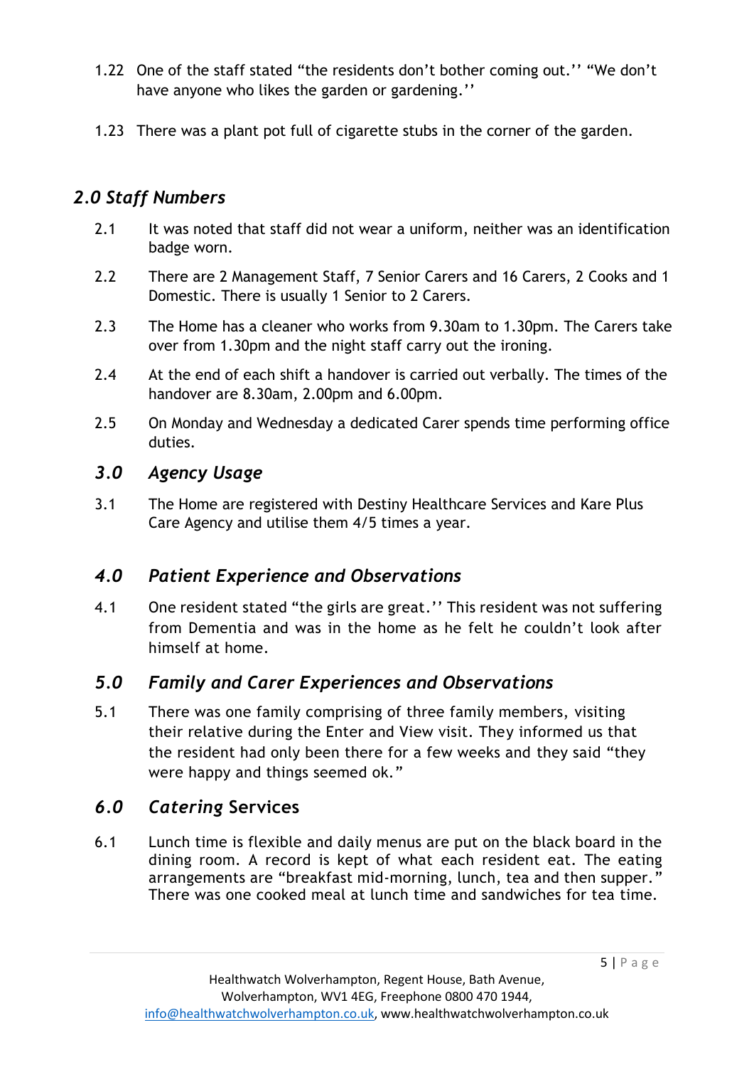1.22 One of the staff stated "the residents don't bother coming out.'' "We don't have anyone who likes the garden or gardening.''

1.23 There was a plant pot full of cigarette stubs in the corner of the garden.

## *2.0 Staff Numbers*

2.1 It was noted that staff did not wear a uniform, neither was an identification badge worn.

2.2 There are 2 Management Staff, 7 Senior Carers and 16 Carers, 2 Cooks and 1 Domestic. There is usually 1 Senior to 2 Carers.

2.3 The Home has a cleaner who works from 9.30am to 1.30pm. The Carers take over from 1.30pm and the night staff carry out the ironing.

2.4 At the end of each shift a handover is carried out verbally. The times of the handover are 8.30am, 2.00pm and 6.00pm.

2.5 On Monday and Wednesday a dedicated Carer spends time performing office duties.

## *3.0 Agency Usage*

3.1 The Home are registered with Destiny Healthcare Services and Kare Plus Care Agency and utilise them 4/5 times a year.

## *4.0 Patient Experience and Observations*

4.1 One resident stated "the girls are great.'' This resident was not suffering from Dementia and was in the home as he felt he couldn't look after himself at home.

## *5.0 Family and Carer Experiences and Observations*

5.1 There was one family comprising of three family members, visiting their relative during the Enter and View visit. They informed us that the resident had only been there for a few weeks and they said "they were happy and things seemed ok."

## *6.0 Catering* Services

6.1 Lunch time is flexible and daily menus are put on the black board in the dining room. A record is kept of what each resident eat. The eating arrangements are "breakfast mid-morning, lunch, tea and then supper." There was one cooked meal at lunch time and sandwiches for tea time.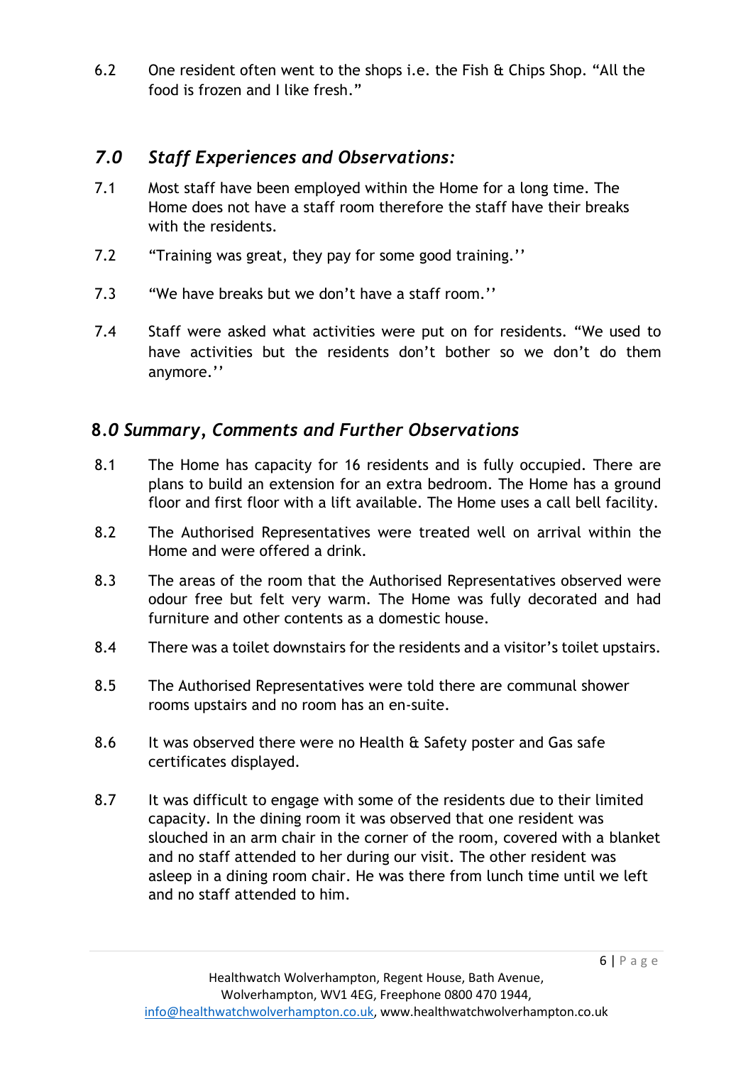6.2 One resident often went to the shops i.e. the Fish & Chips Shop. "All the food is frozen and I like fresh."

## *7.0 Staff Experiences and Observations:*

7.1 Most staff have been employed within the Home for a long time. The Home does not have a staff room therefore the staff have their breaks with the residents.

7.2 "Training was great, they pay for some good training.''

7.3 "We have breaks but we don't have a staff room.''

7.4 Staff were asked what activities were put on for residents. "We used to have activities but the residents don't bother so we don't do them anymore.''

## 8.*0 Summary, Comments and Further Observations*

8.1 The Home has capacity for 16 residents and is fully occupied. There are plans to build an extension for an extra bedroom. The Home has a ground floor and first floor with a lift available. The Home uses a call bell facility.

8.2 The Authorised Representatives were treated well on arrival within the Home and were offered a drink.

8.3 The areas of the room that the Authorised Representatives observed were odour free but felt very warm. The Home was fully decorated and had furniture and other contents as a domestic house.

8.4 There was a toilet downstairs for the residents and a visitor's toilet upstairs.

8.5 The Authorised Representatives were told there are communal shower rooms upstairs and no room has an en-suite.

8.6 It was observed there were no Health & Safety poster and Gas safe certificates displayed.

8.7 It was difficult to engage with some of the residents due to their limited capacity. In the dining room it was observed that one resident was slouched in an arm chair in the corner of the room, covered with a blanket and no staff attended to her during our visit. The other resident was asleep in a dining room chair. He was there from lunch time until we left and no staff attended to him.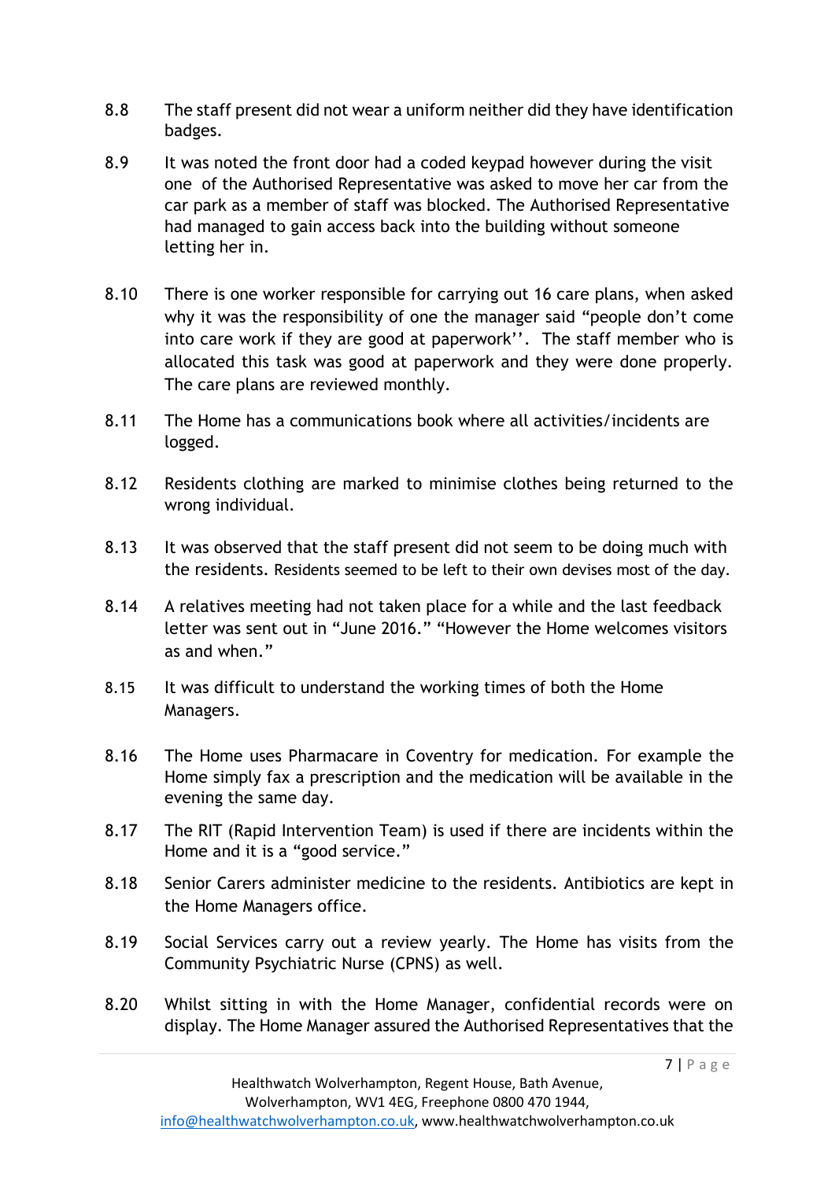8.8 The staff present did not wear a uniform neither did they have identification badges.

8.9 It was noted the front door had a coded keypad however during the visit one of the Authorised Representative was asked to move her car from the car park as a member of staff was blocked. The Authorised Representative had managed to gain access back into the building without someone letting her in.

8.10 There is one worker responsible for carrying out 16 care plans, when asked why it was the responsibility of one the manager said "people don't come into care work if they are good at paperwork''. The staff member who is allocated this task was good at paperwork and they were done properly. The care plans are reviewed monthly.

8.11 The Home has a communications book where all activities/incidents are logged.

8.12 Residents clothing are marked to minimise clothes being returned to the wrong individual.

8.13 It was observed that the staff present did not seem to be doing much with the residents. Residents seemed to be left to their own devises most of the day.

8.14 A relatives meeting had not taken place for a while and the last feedback letter was sent out in "June 2016." "However the Home welcomes visitors as and when."

8.15 It was difficult to understand the working times of both the Home Managers.

8.16 The Home uses Pharmacare in Coventry for medication. For example the Home simply fax a prescription and the medication will be available in the evening the same day.

8.17 The RIT (Rapid Intervention Team) is used if there are incidents within the Home and it is a "good service."

8.18 Senior Carers administer medicine to the residents. Antibiotics are kept in the Home Managers office.

8.19 Social Services carry out a review yearly. The Home has visits from the Community Psychiatric Nurse (CPNS) as well.

8.20 Whilst sitting in with the Home Manager, confidential records were on display. The Home Manager assured the Authorised Representatives that the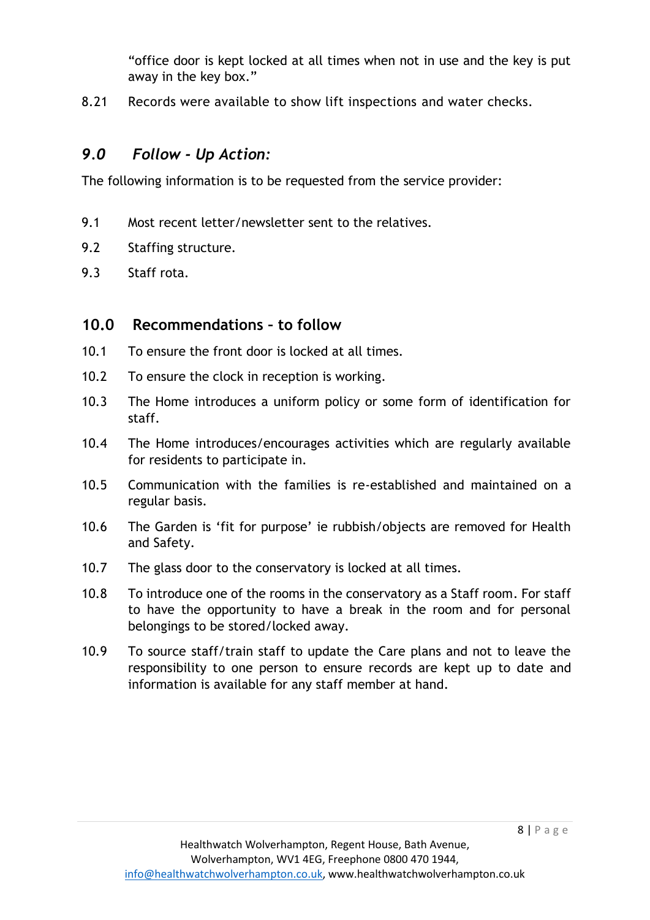"office door is kept locked at all times when not in use and the key is put away in the key box."

8.21 Records were available to show lift inspections and water checks.

## *9.0 Follow - Up Action:*

The following information is to be requested from the service provider:

9.1 Most recent letter/newsletter sent to the relatives.

9.2 Staffing structure.

9.3 Staff rota.

## 10.0 Recommendations – to follow

10.1 To ensure the front door is locked at all times.

10.2 To ensure the clock in reception is working.

10.3 The Home introduces a uniform policy or some form of identification for staff.

10.4 The Home introduces/encourages activities which are regularly available for residents to participate in.

10.5 Communication with the families is re-established and maintained on a regular basis.

10.6 The Garden is 'fit for purpose' ie rubbish/objects are removed for Health and Safety.

10.7 The glass door to the conservatory is locked at all times.

10.8 To introduce one of the rooms in the conservatory as a Staff room. For staff to have the opportunity to have a break in the room and for personal belongings to be stored/locked away.

10.9 To source staff/train staff to update the Care plans and not to leave the responsibility to one person to ensure records are kept up to date and information is available for any staff member at hand.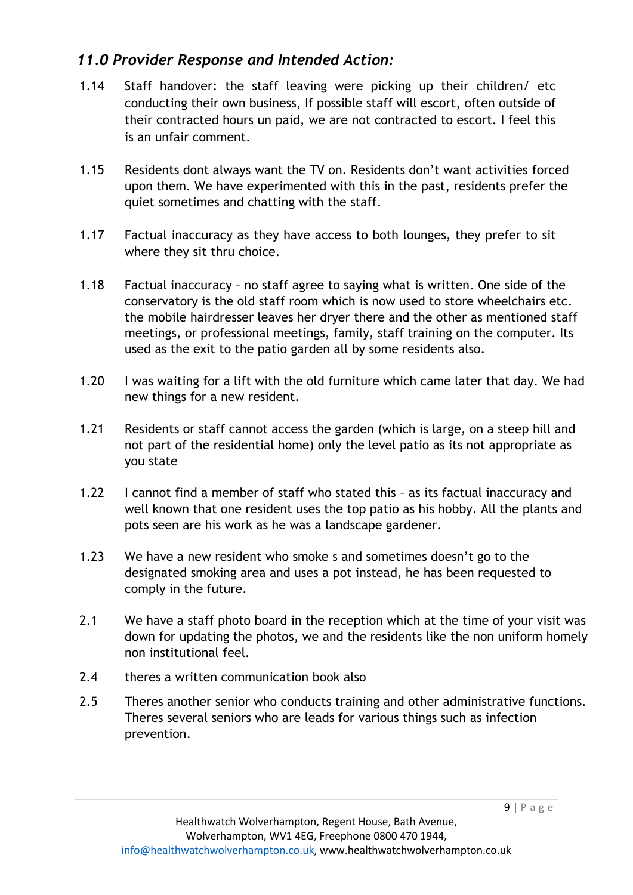## *11.0 Provider Response and Intended Action:*

1.14 Staff handover: the staff leaving were picking up their children/ etc conducting their own business, If possible staff will escort, often outside of their contracted hours un paid, we are not contracted to escort. I feel this is an unfair comment.

1.15 Residents dont always want the TV on. Residents don't want activities forced upon them. We have experimented with this in the past, residents prefer the quiet sometimes and chatting with the staff.

1.17 Factual inaccuracy as they have access to both lounges, they prefer to sit where they sit thru choice.

1.18 Factual inaccuracy – no staff agree to saying what is written. One side of the conservatory is the old staff room which is now used to store wheelchairs etc. the mobile hairdresser leaves her dryer there and the other as mentioned staff meetings, or professional meetings, family, staff training on the computer. Its used as the exit to the patio garden all by some residents also.

1.20 I was waiting for a lift with the old furniture which came later that day. We had new things for a new resident.

1.21 Residents or staff cannot access the garden (which is large, on a steep hill and not part of the residential home) only the level patio as its not appropriate as you state

1.22 I cannot find a member of staff who stated this – as its factual inaccuracy and well known that one resident uses the top patio as his hobby. All the plants and pots seen are his work as he was a landscape gardener.

1.23 We have a new resident who smoke s and sometimes doesn't go to the designated smoking area and uses a pot instead, he has been requested to comply in the future.

2.1 We have a staff photo board in the reception which at the time of your visit was down for updating the photos, we and the residents like the non uniform homely non institutional feel.

2.4 theres a written communication book also

2.5 Theres another senior who conducts training and other administrative functions. Theres several seniors who are leads for various things such as infection prevention.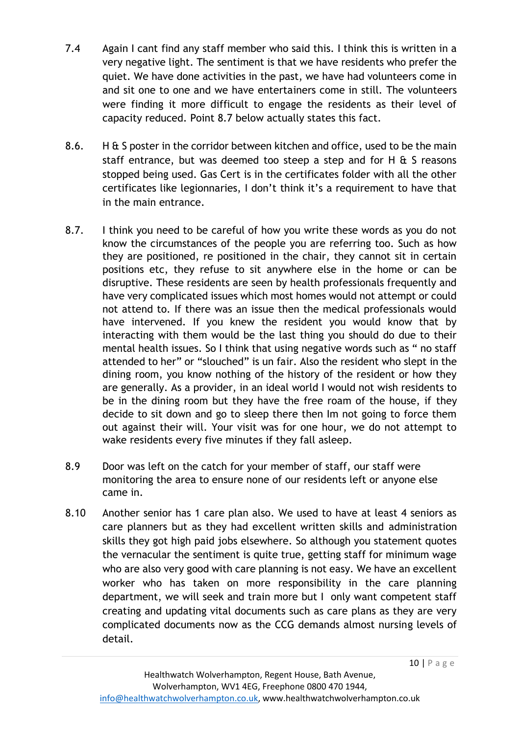7.4 Again I cant find any staff member who said this. I think this is written in a very negative light. The sentiment is that we have residents who prefer the quiet. We have done activities in the past, we have had volunteers come in and sit one to one and we have entertainers come in still. The volunteers were finding it more difficult to engage the residents as their level of capacity reduced. Point 8.7 below actually states this fact.

8.6. H & S poster in the corridor between kitchen and office, used to be the main staff entrance, but was deemed too steep a step and for H & S reasons stopped being used. Gas Cert is in the certificates folder with all the other certificates like legionnaries, I don't think it's a requirement to have that in the main entrance.

8.7. I think you need to be careful of how you write these words as you do not know the circumstances of the people you are referring too. Such as how they are positioned, re positioned in the chair, they cannot sit in certain positions etc, they refuse to sit anywhere else in the home or can be disruptive. These residents are seen by health professionals frequently and have very complicated issues which most homes would not attempt or could not attend to. If there was an issue then the medical professionals would have intervened. If you knew the resident you would know that by interacting with them would be the last thing you should do due to their mental health issues. So I think that using negative words such as " no staff attended to her" or "slouched" is un fair. Also the resident who slept in the dining room, you know nothing of the history of the resident or how they are generally. As a provider, in an ideal world I would not wish residents to be in the dining room but they have the free roam of the house, if they decide to sit down and go to sleep there then Im not going to force them out against their will. Your visit was for one hour, we do not attempt to wake residents every five minutes if they fall asleep.

8.9 Door was left on the catch for your member of staff, our staff were monitoring the area to ensure none of our residents left or anyone else came in.

8.10 Another senior has 1 care plan also. We used to have at least 4 seniors as care planners but as they had excellent written skills and administration skills they got high paid jobs elsewhere. So although you statement quotes the vernacular the sentiment is quite true, getting staff for minimum wage who are also very good with care planning is not easy. We have an excellent worker who has taken on more responsibility in the care planning department, we will seek and train more but I only want competent staff creating and updating vital documents such as care plans as they are very complicated documents now as the CCG demands almost nursing levels of detail.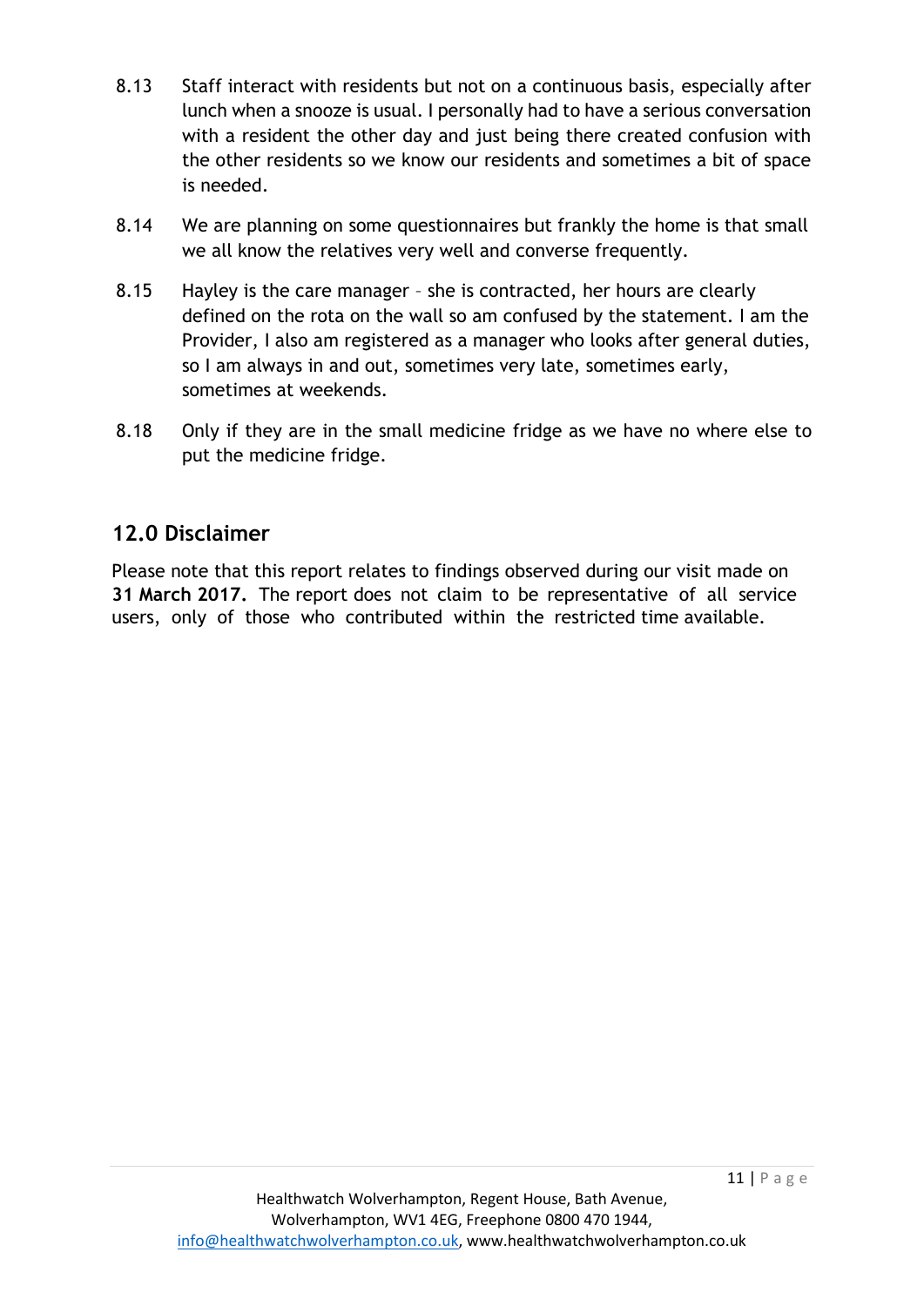8.13 Staff interact with residents but not on a continuous basis, especially after lunch when a snooze is usual. I personally had to have a serious conversation with a resident the other day and just being there created confusion with the other residents so we know our residents and sometimes a bit of space is needed.

8.14 We are planning on some questionnaires but frankly the home is that small we all know the relatives very well and converse frequently.

8.15 Hayley is the care manager – she is contracted, her hours are clearly defined on the rota on the wall so am confused by the statement. I am the Provider, I also am registered as a manager who looks after general duties, so I am always in and out, sometimes very late, sometimes early, sometimes at weekends.

8.18 Only if they are in the small medicine fridge as we have no where else to put the medicine fridge.

## 12.0 Disclaimer

Please note that this report relates to findings observed during our visit made on **31 March 2017.** The report does not claim to be representative of all service users, only of those who contributed within the restricted time available.